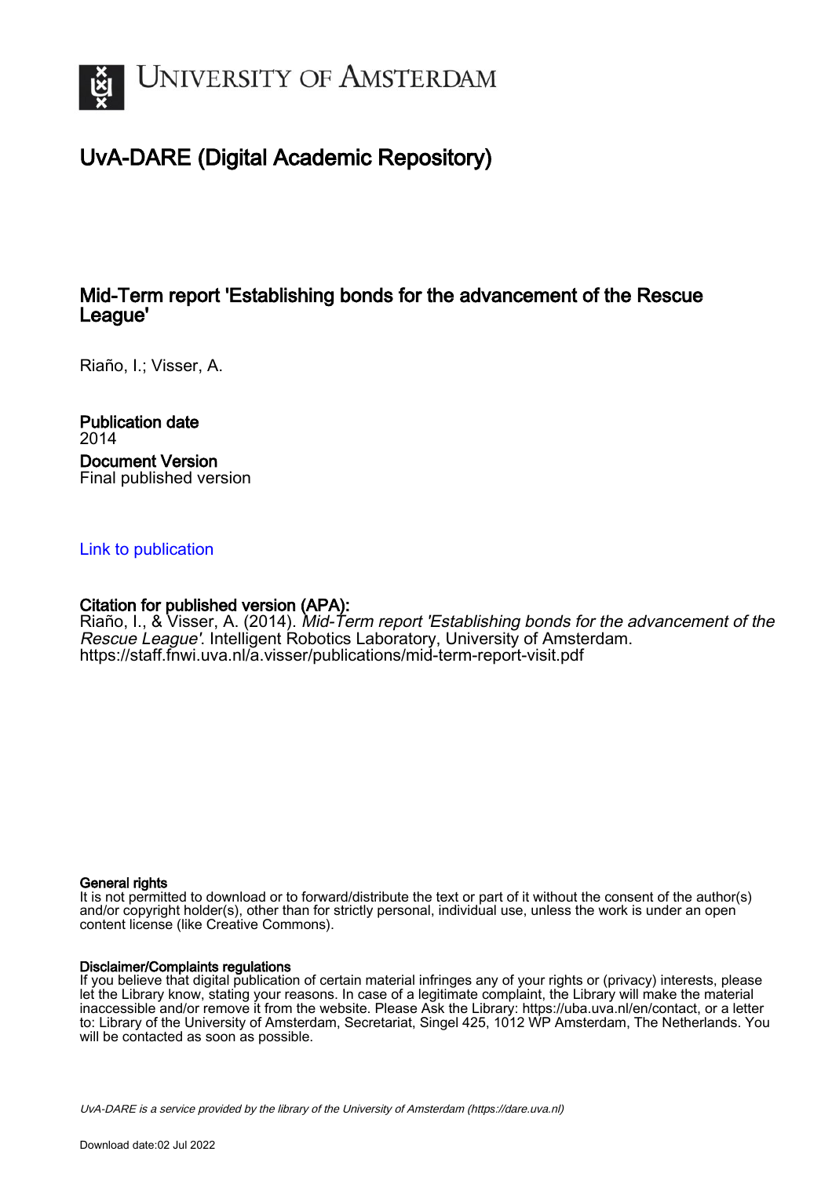University of Amsterdam

# UvA-DARE (Digital Academic Repository)

## Mid-Term report 'Establishing bonds for the advancement of the Rescue League'

Riaño, I.; Visser, A.

**Publication date**
2014

**Document Version**
Final published version

Link to publication

**Citation for published version (APA):**
Riaño, I., & Visser, A. (2014). *Mid-Term report 'Establishing bonds for the advancement of the Rescue League'*. Intelligent Robotics Laboratory, University of Amsterdam. https://staff.fnwi.uva.nl/a.visser/publications/mid-term-report-visit.pdf

**General rights**
It is not permitted to download or to forward/distribute the text or part of it without the consent of the author(s) and/or copyright holder(s), other than for strictly personal, individual use, unless the work is under an open content license (like Creative Commons).

**Disclaimer/Complaints regulations**
If you believe that digital publication of certain material infringes any of your rights or (privacy) interests, please let the Library know, stating your reasons. In case of a legitimate complaint, the Library will make the material inaccessible and/or remove it from the website. Please Ask the Library: https://uba.uva.nl/en/contact, or a letter to: Library of the University of Amsterdam, Secretariat, Singel 425, 1012 WP Amsterdam, The Netherlands. You will be contacted as soon as possible.

*UvA-DARE is a service provided by the library of the University of Amsterdam (https://dare.uva.nl)*

Download date:02 Jul 2022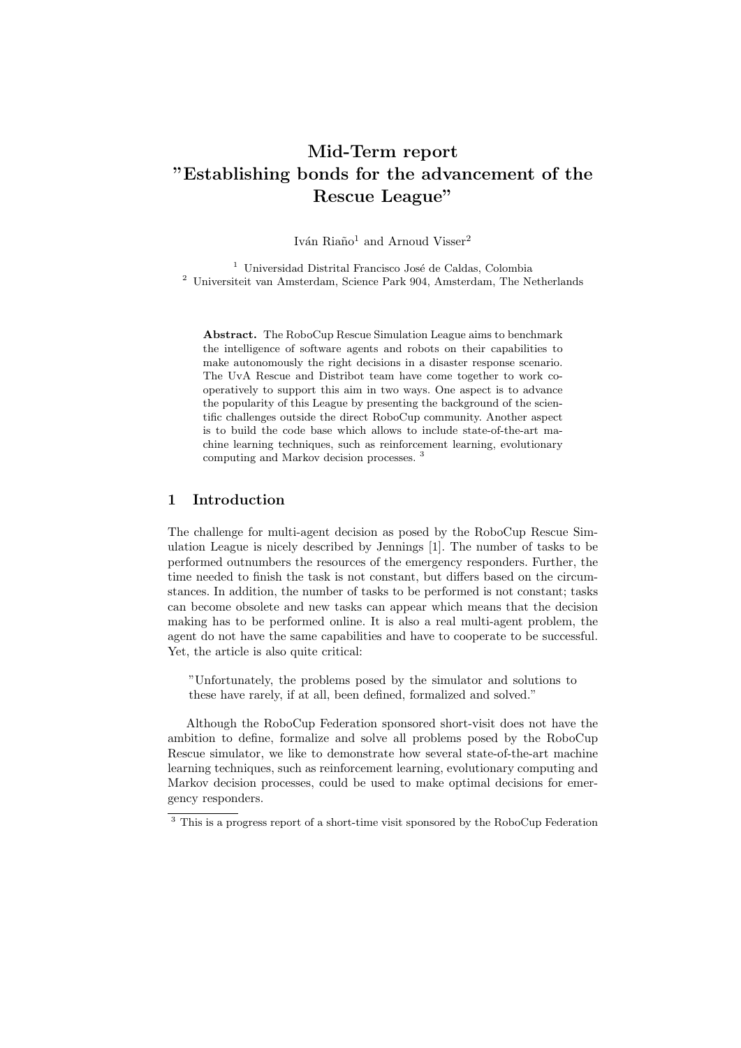# Mid-Term report "Establishing bonds for the advancement of the Rescue League"

Iván Riaño[1] and Arnoud Visser[2]

[1] Universidad Distrital Francisco José de Caldas, Colombia
[2] Universiteit van Amsterdam, Science Park 904, Amsterdam, The Netherlands

**Abstract.** The RoboCup Rescue Simulation League aims to benchmark the intelligence of software agents and robots on their capabilities to make autonomously the right decisions in a disaster response scenario. The UvA Rescue and Distribot team have come together to work cooperatively to support this aim in two ways. One aspect is to advance the popularity of this League by presenting the background of the scientific challenges outside the direct RoboCup community. Another aspect is to build the code base which allows to include state-of-the-art machine learning techniques, such as reinforcement learning, evolutionary computing and Markov decision processes. [3]

## 1 Introduction

The challenge for multi-agent decision as posed by the RoboCup Rescue Simulation League is nicely described by Jennings [1]. The number of tasks to be performed outnumbers the resources of the emergency responders. Further, the time needed to finish the task is not constant, but differs based on the circumstances. In addition, the number of tasks to be performed is not constant; tasks can become obsolete and new tasks can appear which means that the decision making has to be performed online. It is also a real multi-agent problem, the agent do not have the same capabilities and have to cooperate to be successful. Yet, the article is also quite critical:

> "Unfortunately, the problems posed by the simulator and solutions to these have rarely, if at all, been defined, formalized and solved."

Although the RoboCup Federation sponsored short-visit does not have the ambition to define, formalize and solve all problems posed by the RoboCup Rescue simulator, we like to demonstrate how several state-of-the-art machine learning techniques, such as reinforcement learning, evolutionary computing and Markov decision processes, could be used to make optimal decisions for emergency responders.

[3] This is a progress report of a short-time visit sponsored by the RoboCup Federation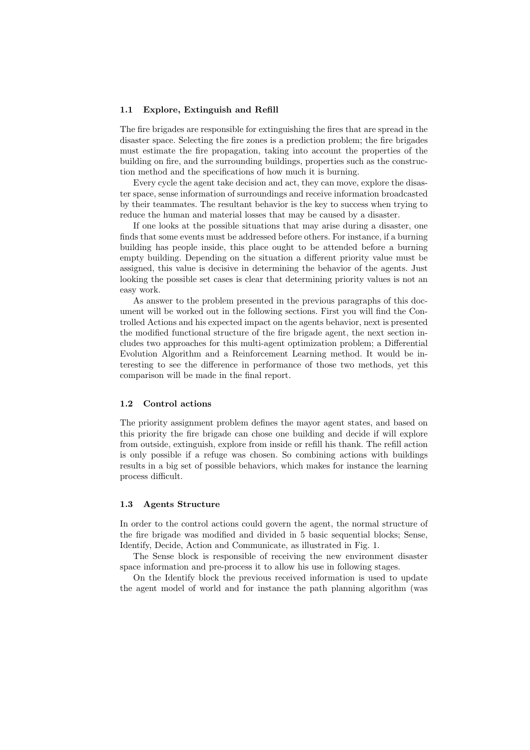### 1.1 Explore, Extinguish and Refill

The fire brigades are responsible for extinguishing the fires that are spread in the disaster space. Selecting the fire zones is a prediction problem; the fire brigades must estimate the fire propagation, taking into account the properties of the building on fire, and the surrounding buildings, properties such as the construction method and the specifications of how much it is burning.

Every cycle the agent take decision and act, they can move, explore the disaster space, sense information of surroundings and receive information broadcasted by their teammates. The resultant behavior is the key to success when trying to reduce the human and material losses that may be caused by a disaster.

If one looks at the possible situations that may arise during a disaster, one finds that some events must be addressed before others. For instance, if a burning building has people inside, this place ought to be attended before a burning empty building. Depending on the situation a different priority value must be assigned, this value is decisive in determining the behavior of the agents. Just looking the possible set cases is clear that determining priority values is not an easy work.

As answer to the problem presented in the previous paragraphs of this document will be worked out in the following sections. First you will find the Controlled Actions and his expected impact on the agents behavior, next is presented the modified functional structure of the fire brigade agent, the next section includes two approaches for this multi-agent optimization problem; a Differential Evolution Algorithm and a Reinforcement Learning method. It would be interesting to see the difference in performance of those two methods, yet this comparison will be made in the final report.

### 1.2 Control actions

The priority assignment problem defines the mayor agent states, and based on this priority the fire brigade can chose one building and decide if will explore from outside, extinguish, explore from inside or refill his thank. The refill action is only possible if a refuge was chosen. So combining actions with buildings results in a big set of possible behaviors, which makes for instance the learning process difficult.

### 1.3 Agents Structure

In order to the control actions could govern the agent, the normal structure of the fire brigade was modified and divided in 5 basic sequential blocks; Sense, Identify, Decide, Action and Communicate, as illustrated in Fig. 1.

The Sense block is responsible of receiving the new environment disaster space information and pre-process it to allow his use in following stages.

On the Identify block the previous received information is used to update the agent model of world and for instance the path planning algorithm (was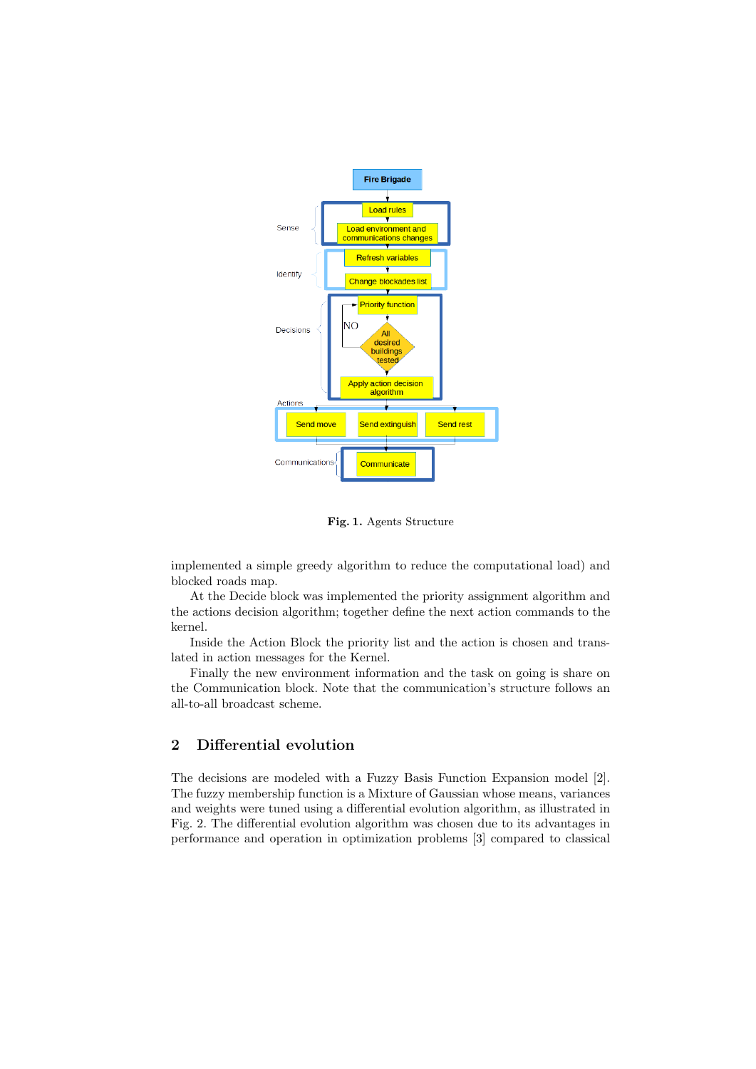Fig. 1. Agents Structure

implemented a simple greedy algorithm to reduce the computational load) and blocked roads map.

At the Decide block was implemented the priority assignment algorithm and the actions decision algorithm; together define the next action commands to the kernel.

Inside the Action Block the priority list and the action is chosen and translated in action messages for the Kernel.

Finally the new environment information and the task on going is share on the Communication block. Note that the communication's structure follows an all-to-all broadcast scheme.

## 2 Differential evolution

The decisions are modeled with a Fuzzy Basis Function Expansion model [2]. The fuzzy membership function is a Mixture of Gaussian whose means, variances and weights were tuned using a differential evolution algorithm, as illustrated in Fig. 2. The differential evolution algorithm was chosen due to its advantages in performance and operation in optimization problems [3] compared to classical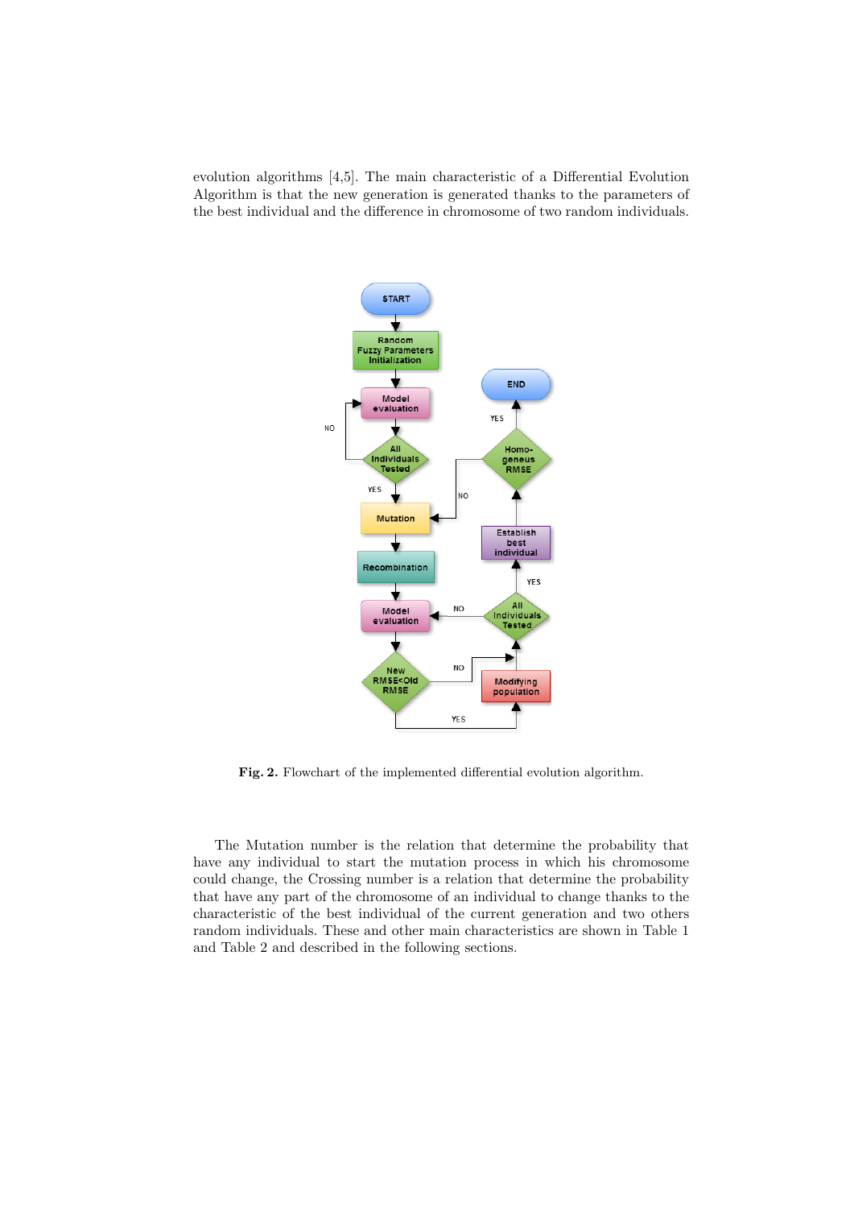evolution algorithms [4,5]. The main characteristic of a Differential Evolution Algorithm is that the new generation is generated thanks to the parameters of the best individual and the difference in chromosome of two random individuals.

**Fig. 2.** Flowchart of the implemented differential evolution algorithm.

The Mutation number is the relation that determine the probability that have any individual to start the mutation process in which his chromosome could change, the Crossing number is a relation that determine the probability that have any part of the chromosome of an individual to change thanks to the characteristic of the best individual of the current generation and two others random individuals. These and other main characteristics are shown in Table 1 and Table 2 and described in the following sections.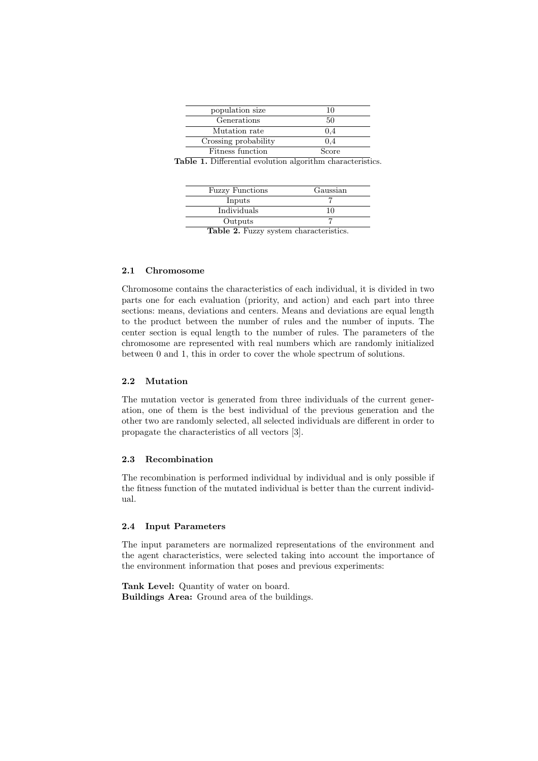| | |
|---|---|
| population size | 10 |
| Generations | 50 |
| Mutation rate | 0,4 |
| Crossing probability | 0,4 |
| Fitness function | Score |

**Table 1.** Differential evolution algorithm characteristics.

| | |
|---|---|
| Fuzzy Functions | Gaussian |
| Inputs | 7 |
| Individuals | 10 |
| Outputs | 7 |

**Table 2.** Fuzzy system characteristics.

### 2.1 Chromosome

Chromosome contains the characteristics of each individual, it is divided in two parts one for each evaluation (priority, and action) and each part into three sections: means, deviations and centers. Means and deviations are equal length to the product between the number of rules and the number of inputs. The center section is equal length to the number of rules. The parameters of the chromosome are represented with real numbers which are randomly initialized between 0 and 1, this in order to cover the whole spectrum of solutions.

### 2.2 Mutation

The mutation vector is generated from three individuals of the current generation, one of them is the best individual of the previous generation and the other two are randomly selected, all selected individuals are different in order to propagate the characteristics of all vectors [3].

### 2.3 Recombination

The recombination is performed individual by individual and is only possible if the fitness function of the mutated individual is better than the current individual.

### 2.4 Input Parameters

The input parameters are normalized representations of the environment and the agent characteristics, were selected taking into account the importance of the environment information that poses and previous experiments:

**Tank Level:** Quantity of water on board.
**Buildings Area:** Ground area of the buildings.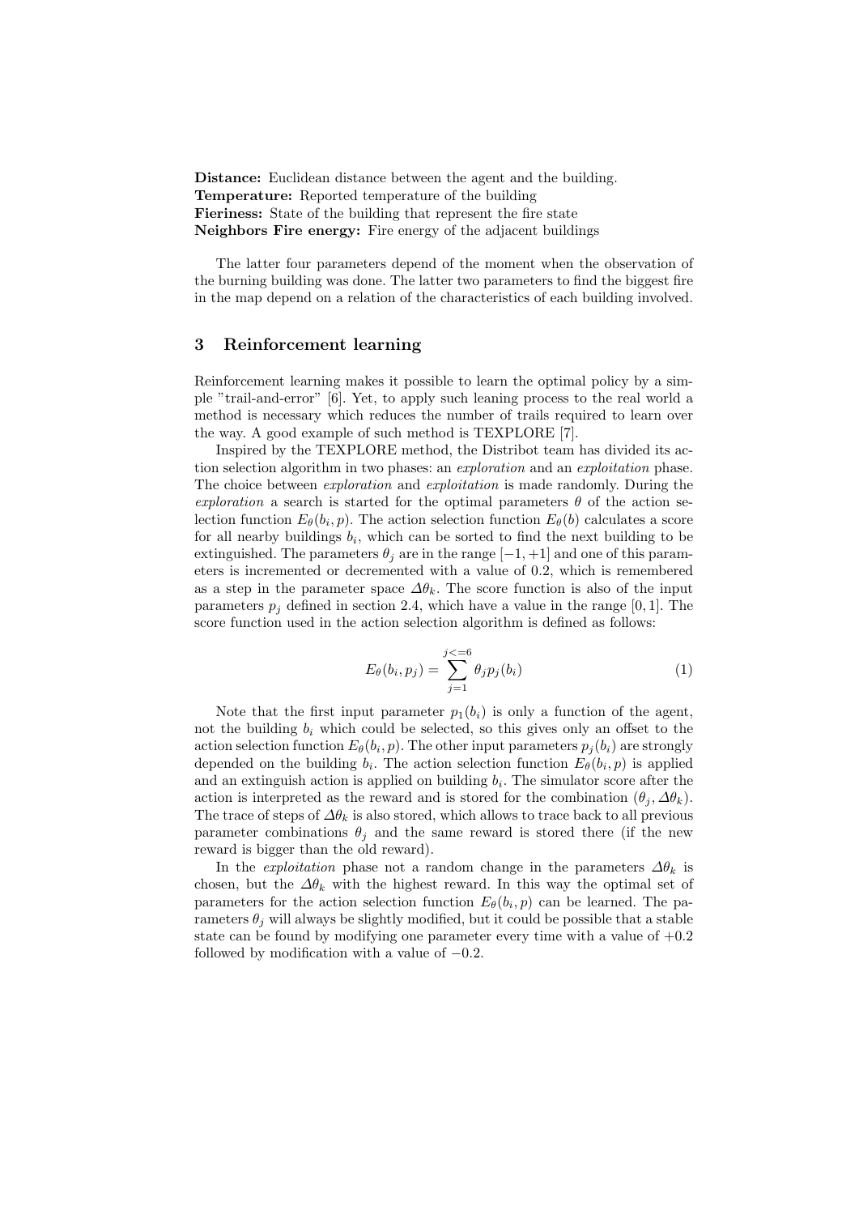**Distance:** Euclidean distance between the agent and the building.
**Temperature:** Reported temperature of the building
**Fieriness:** State of the building that represent the fire state
**Neighbors Fire energy:** Fire energy of the adjacent buildings

The latter four parameters depend of the moment when the observation of the burning building was done. The latter two parameters to find the biggest fire in the map depend on a relation of the characteristics of each building involved.

## 3 Reinforcement learning

Reinforcement learning makes it possible to learn the optimal policy by a simple "trail-and-error" [6]. Yet, to apply such leaning process to the real world a method is necessary which reduces the number of trails required to learn over the way. A good example of such method is TEXPLORE [7].

Inspired by the TEXPLORE method, the Distribot team has divided its action selection algorithm in two phases: an *exploration* and an *exploitation* phase. The choice between *exploration* and *exploitation* is made randomly. During the *exploration* a search is started for the optimal parameters $\theta$ of the action selection function $E_\theta(b_i, p)$. The action selection function $E_\theta(b)$ calculates a score for all nearby buildings $b_i$, which can be sorted to find the next building to be extinguished. The parameters $\theta_j$ are in the range $[-1, +1]$ and one of this parameters is incremented or decremented with a value of 0.2, which is remembered as a step in the parameter space $\Delta\theta_k$. The score function is also of the input parameters $p_j$ defined in section 2.4, which have a value in the range $[0, 1]$. The score function used in the action selection algorithm is defined as follows:

$$E_\theta(b_i, p_j) = \sum_{j=1}^{j<=6} \theta_j p_j(b_i) \tag{1}$$

Note that the first input parameter $p_1(b_i)$ is only a function of the agent, not the building $b_i$ which could be selected, so this gives only an offset to the action selection function $E_\theta(b_i, p)$. The other input parameters $p_j(b_i)$ are strongly depended on the building $b_i$. The action selection function $E_\theta(b_i, p)$ is applied and an extinguish action is applied on building $b_i$. The simulator score after the action is interpreted as the reward and is stored for the combination $(\theta_j, \Delta\theta_k)$. The trace of steps of $\Delta\theta_k$ is also stored, which allows to trace back to all previous parameter combinations $\theta_j$ and the same reward is stored there (if the new reward is bigger than the old reward).

In the *exploitation* phase not a random change in the parameters $\Delta\theta_k$ is chosen, but the $\Delta\theta_k$ with the highest reward. In this way the optimal set of parameters for the action selection function $E_\theta(b_i, p)$ can be learned. The parameters $\theta_j$ will always be slightly modified, but it could be possible that a stable state can be found by modifying one parameter every time with a value of $+0.2$ followed by modification with a value of $-0.2$.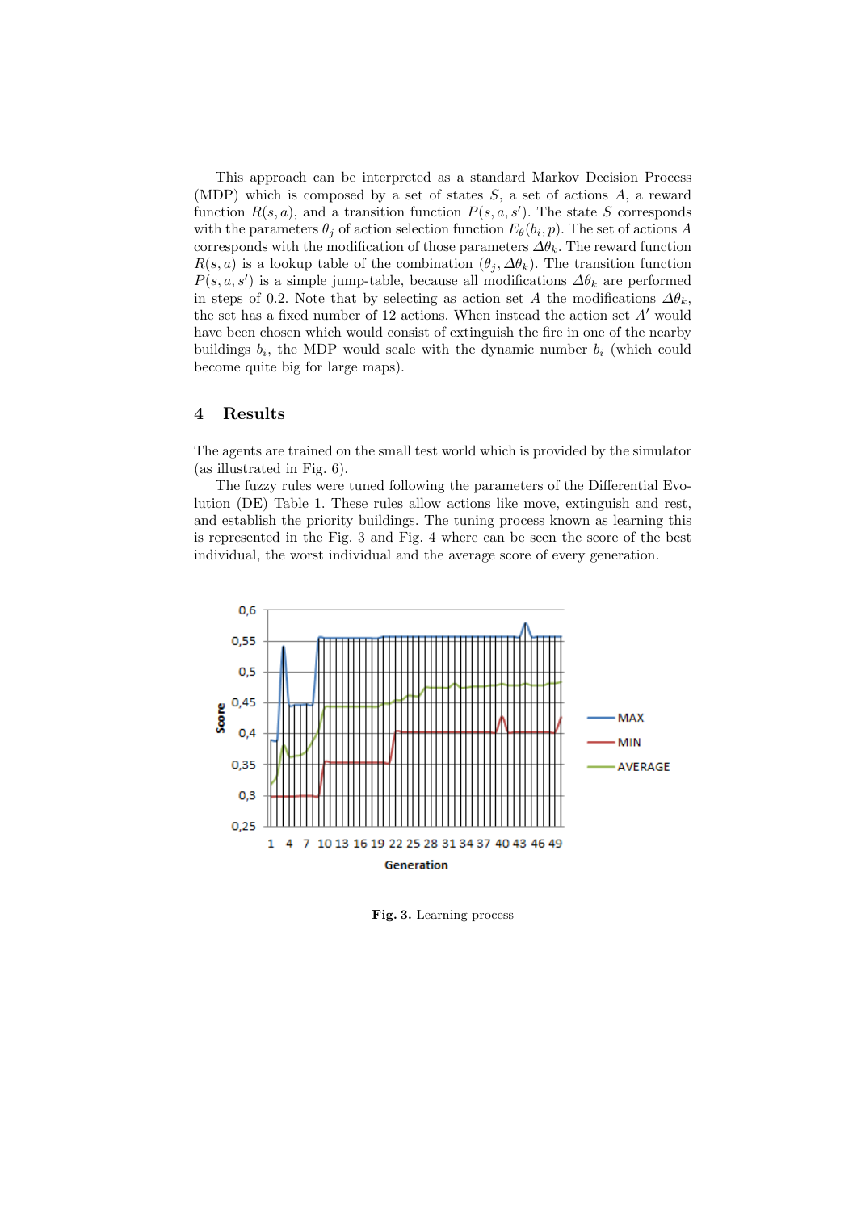This approach can be interpreted as a standard Markov Decision Process (MDP) which is composed by a set of states $S$, a set of actions $A$, a reward function $R(s, a)$, and a transition function $P(s, a, s')$. The state $S$ corresponds with the parameters $\theta_j$ of action selection function $E_\theta(b_i, p)$. The set of actions $A$ corresponds with the modification of those parameters $\Delta\theta_k$. The reward function $R(s, a)$ is a lookup table of the combination $(\theta_j, \Delta\theta_k)$. The transition function $P(s, a, s')$ is a simple jump-table, because all modifications $\Delta\theta_k$ are performed in steps of 0.2. Note that by selecting as action set $A$ the modifications $\Delta\theta_k$, the set has a fixed number of 12 actions. When instead the action set $A'$ would have been chosen which would consist of extinguish the fire in one of the nearby buildings $b_i$, the MDP would scale with the dynamic number $b_i$ (which could become quite big for large maps).

## 4 Results

The agents are trained on the small test world which is provided by the simulator (as illustrated in Fig. 6).

The fuzzy rules were tuned following the parameters of the Differential Evolution (DE) Table 1. These rules allow actions like move, extinguish and rest, and establish the priority buildings. The tuning process known as learning this is represented in the Fig. 3 and Fig. 4 where can be seen the score of the best individual, the worst individual and the average score of every generation.

**Fig. 3.** Learning process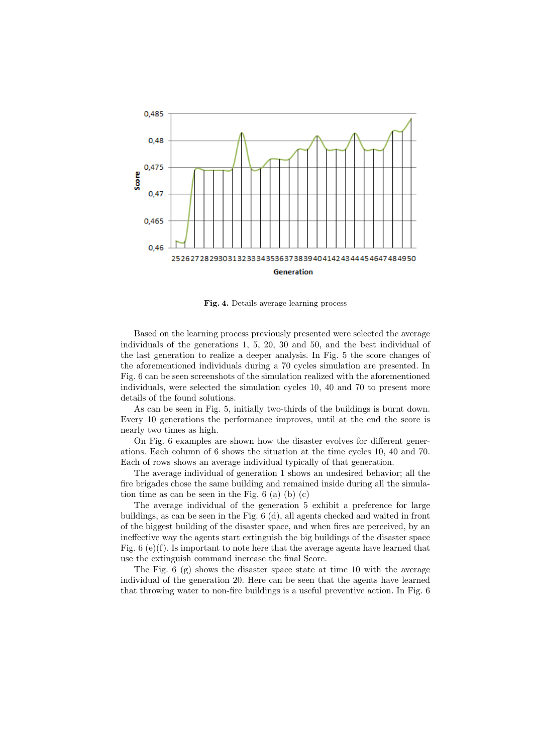**Fig. 4.** Details average learning process

Based on the learning process previously presented were selected the average individuals of the generations 1, 5, 20, 30 and 50, and the best individual of the last generation to realize a deeper analysis. In Fig. 5 the score changes of the aforementioned individuals during a 70 cycles simulation are presented. In Fig. 6 can be seen screenshots of the simulation realized with the aforementioned individuals, were selected the simulation cycles 10, 40 and 70 to present more details of the found solutions.

As can be seen in Fig. 5, initially two-thirds of the buildings is burnt down. Every 10 generations the performance improves, until at the end the score is nearly two times as high.

On Fig. 6 examples are shown how the disaster evolves for different generations. Each column of 6 shows the situation at the time cycles 10, 40 and 70. Each of rows shows an average individual typically of that generation.

The average individual of generation 1 shows an undesired behavior; all the fire brigades chose the same building and remained inside during all the simulation time as can be seen in the Fig. 6 (a) (b) (c)

The average individual of the generation 5 exhibit a preference for large buildings, as can be seen in the Fig. 6 (d), all agents checked and waited in front of the biggest building of the disaster space, and when fires are perceived, by an ineffective way the agents start extinguish the big buildings of the disaster space Fig. 6 (e)(f). Is important to note here that the average agents have learned that use the extinguish command increase the final Score.

The Fig. 6 (g) shows the disaster space state at time 10 with the average individual of the generation 20. Here can be seen that the agents have learned that throwing water to non-fire buildings is a useful preventive action. In Fig. 6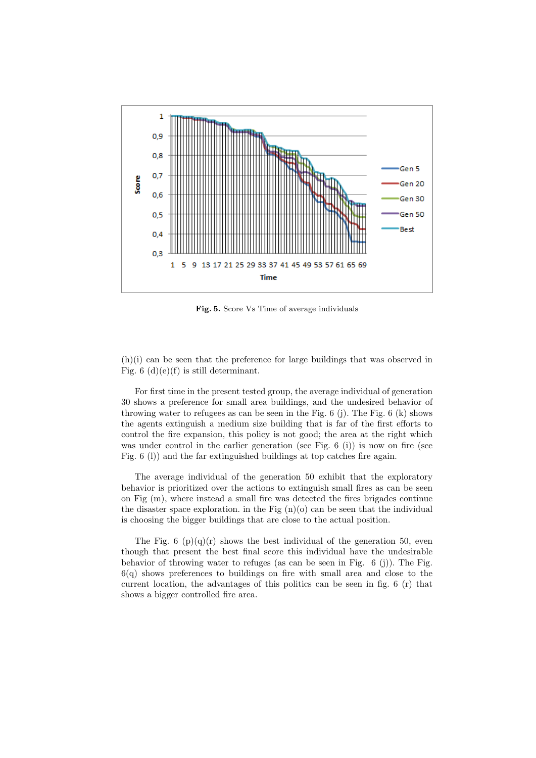**Fig. 5.** Score Vs Time of average individuals

(h)(i) can be seen that the preference for large buildings that was observed in Fig. 6 (d)(e)(f) is still determinant.

For first time in the present tested group, the average individual of generation 30 shows a preference for small area buildings, and the undesired behavior of throwing water to refugees as can be seen in the Fig. 6 (j). The Fig. 6 (k) shows the agents extinguish a medium size building that is far of the first efforts to control the fire expansion, this policy is not good; the area at the right which was under control in the earlier generation (see Fig. 6 (i)) is now on fire (see Fig. 6 (l)) and the far extinguished buildings at top catches fire again.

The average individual of the generation 50 exhibit that the exploratory behavior is prioritized over the actions to extinguish small fires as can be seen on Fig (m), where instead a small fire was detected the fires brigades continue the disaster space exploration. in the Fig (n)(o) can be seen that the individual is choosing the bigger buildings that are close to the actual position.

The Fig. 6 (p)(q)(r) shows the best individual of the generation 50, even though that present the best final score this individual have the undesirable behavior of throwing water to refuges (as can be seen in Fig. 6 (j)). The Fig. 6(q) shows preferences to buildings on fire with small area and close to the current location, the advantages of this politics can be seen in fig. 6 (r) that shows a bigger controlled fire area.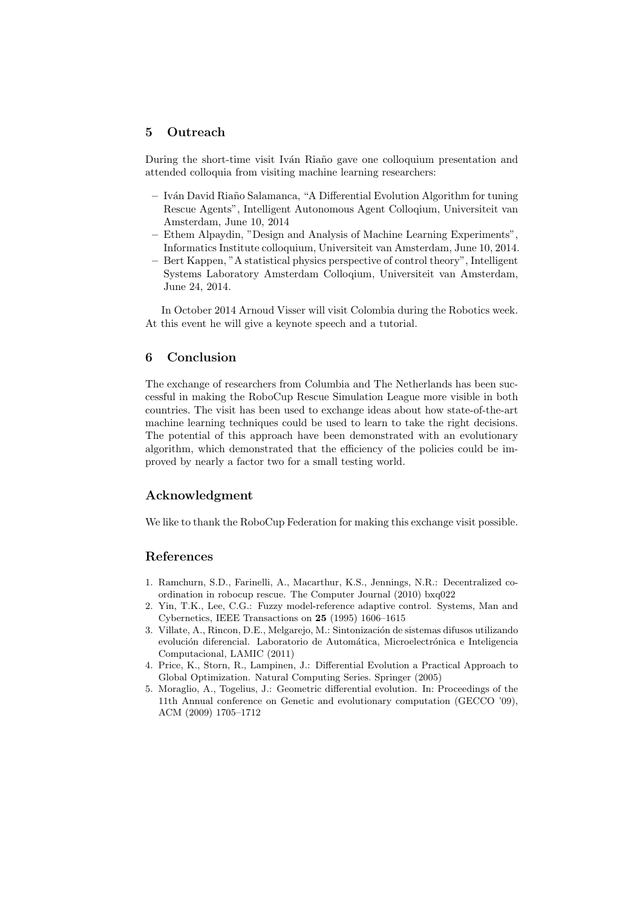## 5 Outreach

During the short-time visit Iván Riaño gave one colloquium presentation and attended colloquia from visiting machine learning researchers:

- Iván David Riaño Salamanca, "A Differential Evolution Algorithm for tuning Rescue Agents", Intelligent Autonomous Agent Colloqium, Universiteit van Amsterdam, June 10, 2014
- Ethem Alpaydin, "Design and Analysis of Machine Learning Experiments", Informatics Institute colloquium, Universiteit van Amsterdam, June 10, 2014.
- Bert Kappen, "A statistical physics perspective of control theory", Intelligent Systems Laboratory Amsterdam Colloqium, Universiteit van Amsterdam, June 24, 2014.

In October 2014 Arnoud Visser will visit Colombia during the Robotics week. At this event he will give a keynote speech and a tutorial.

## 6 Conclusion

The exchange of researchers from Columbia and The Netherlands has been successful in making the RoboCup Rescue Simulation League more visible in both countries. The visit has been used to exchange ideas about how state-of-the-art machine learning techniques could be used to learn to take the right decisions. The potential of this approach have been demonstrated with an evolutionary algorithm, which demonstrated that the efficiency of the policies could be improved by nearly a factor two for a small testing world.

## Acknowledgment

We like to thank the RoboCup Federation for making this exchange visit possible.

## References

1. Ramchurn, S.D., Farinelli, A., Macarthur, K.S., Jennings, N.R.: Decentralized coordination in robocup rescue. The Computer Journal (2010) bxq022
2. Yin, T.K., Lee, C.G.: Fuzzy model-reference adaptive control. Systems, Man and Cybernetics, IEEE Transactions on **25** (1995) 1606–1615
3. Villate, A., Rincon, D.E., Melgarejo, M.: Sintonización de sistemas difusos utilizando evolución diferencial. Laboratorio de Automática, Microelectrónica e Inteligencia Computacional, LAMIC (2011)
4. Price, K., Storn, R., Lampinen, J.: Differential Evolution a Practical Approach to Global Optimization. Natural Computing Series. Springer (2005)
5. Moraglio, A., Togelius, J.: Geometric differential evolution. In: Proceedings of the 11th Annual conference on Genetic and evolutionary computation (GECCO '09), ACM (2009) 1705–1712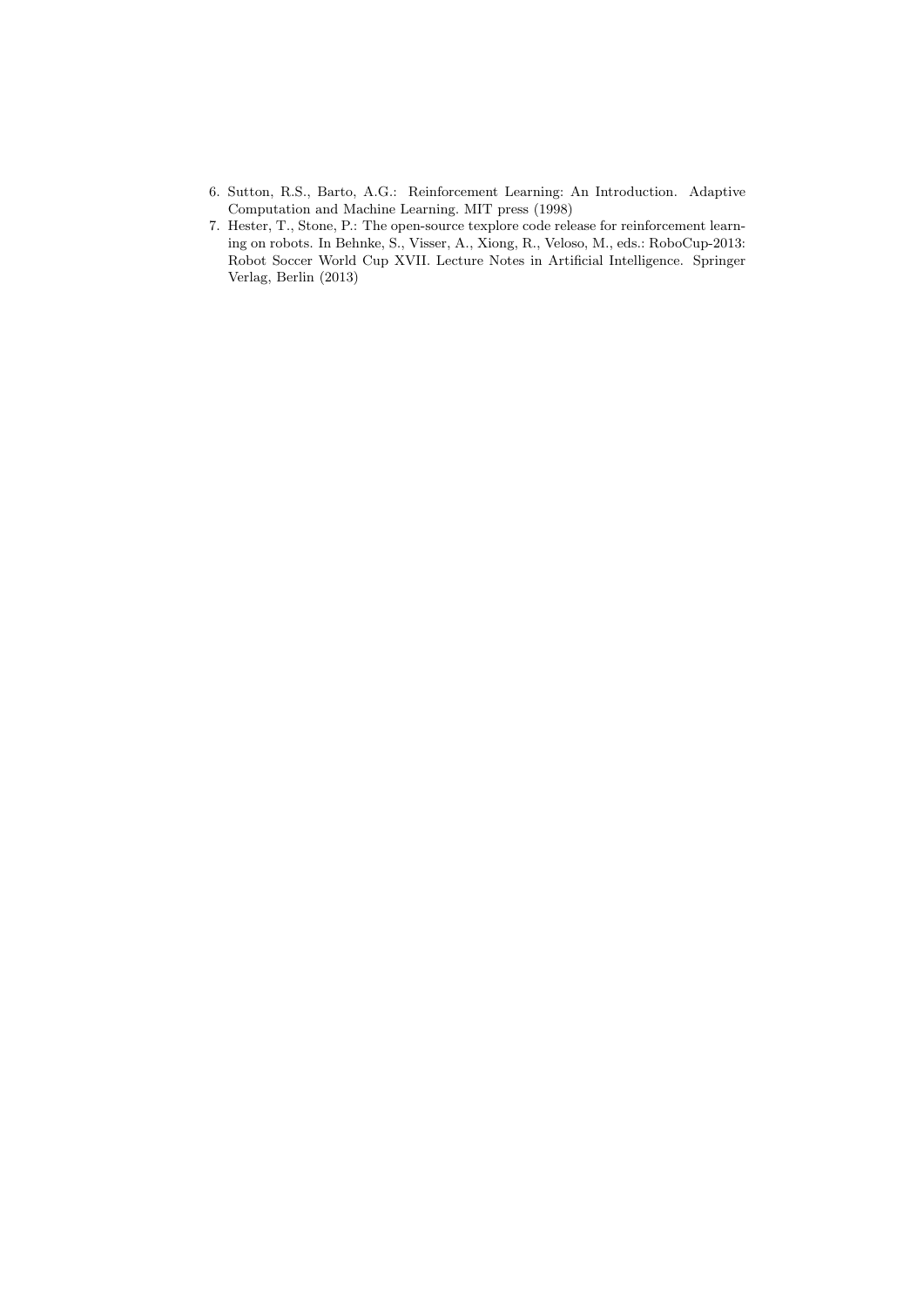6. Sutton, R.S., Barto, A.G.: Reinforcement Learning: An Introduction. Adaptive Computation and Machine Learning. MIT press (1998)
7. Hester, T., Stone, P.: The open-source texplore code release for reinforcement learning on robots. In Behnke, S., Visser, A., Xiong, R., Veloso, M., eds.: RoboCup-2013: Robot Soccer World Cup XVII. Lecture Notes in Artificial Intelligence. Springer Verlag, Berlin (2013)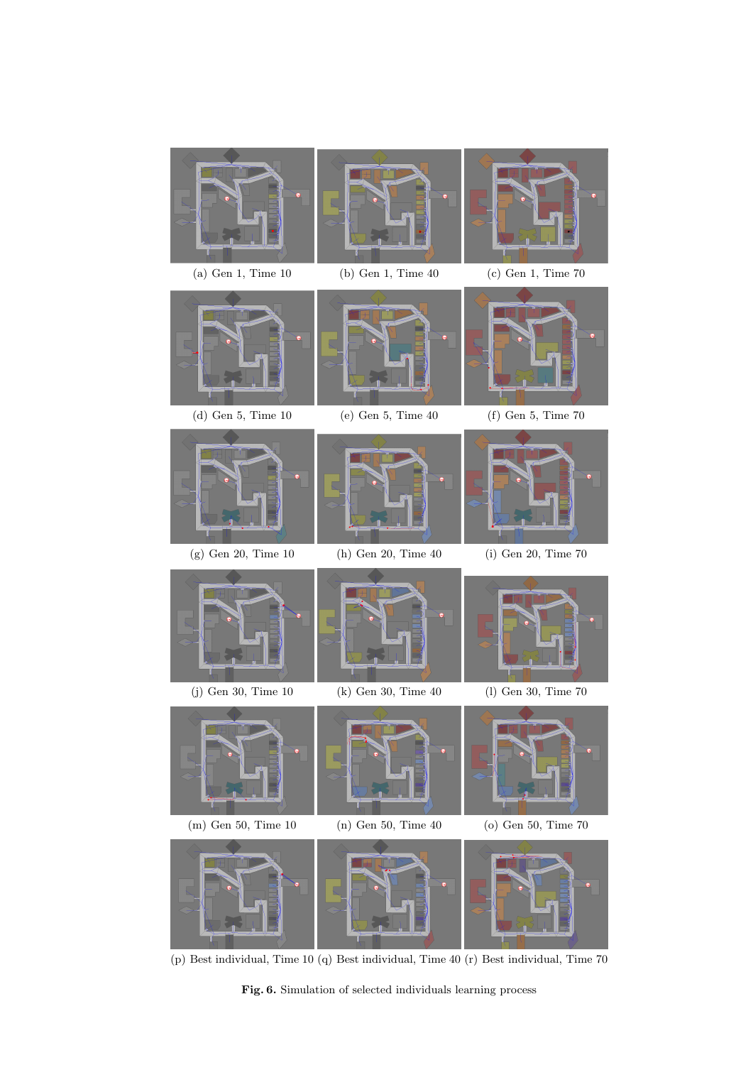(a) Gen 1, Time 10 (b) Gen 1, Time 40 (c) Gen 1, Time 70

(d) Gen 5, Time 10 (e) Gen 5, Time 40 (f) Gen 5, Time 70

(g) Gen 20, Time 10 (h) Gen 20, Time 40 (i) Gen 20, Time 70

(j) Gen 30, Time 10 (k) Gen 30, Time 40 (l) Gen 30, Time 70

(m) Gen 50, Time 10 (n) Gen 50, Time 40 (o) Gen 50, Time 70

(p) Best individual, Time 10 (q) Best individual, Time 40 (r) Best individual, Time 70

**Fig. 6.** Simulation of selected individuals learning process